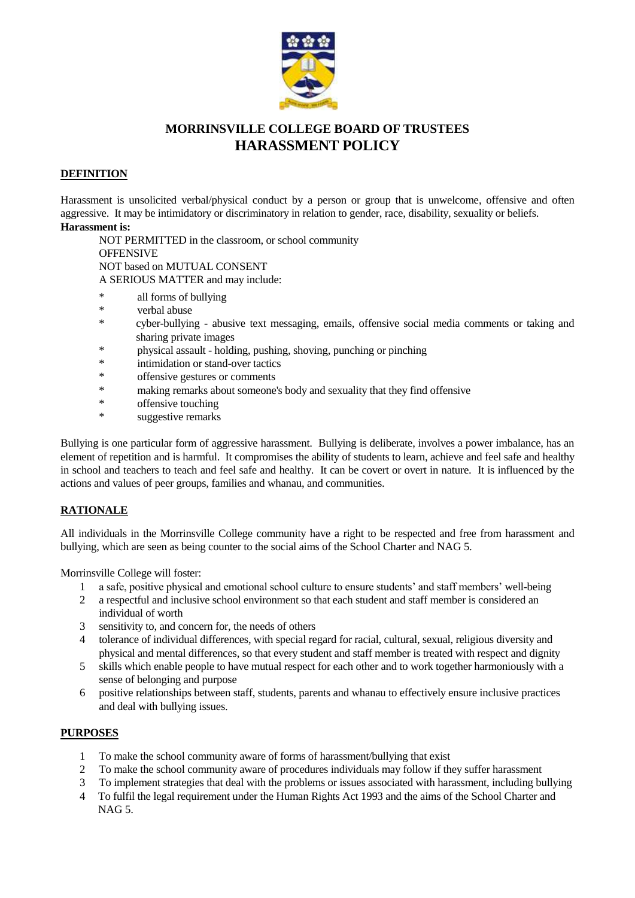# MORRINSVILLE COLLEGE BOARD OF TRUSTEES
# HARASSMENT POLICY

## DEFINITION

Harassment is unsolicited verbal/physical conduct by a person or group that is unwelcome, offensive and often aggressive. It may be intimidatory or discriminatory in relation to gender, race, disability, sexuality or beliefs.

**Harassment is:**

NOT PERMITTED in the classroom, or school community
OFFENSIVE
NOT based on MUTUAL CONSENT
A SERIOUS MATTER and may include:

* all forms of bullying
* verbal abuse
* cyber-bullying - abusive text messaging, emails, offensive social media comments or taking and sharing private images
* physical assault - holding, pushing, shoving, punching or pinching
* intimidation or stand-over tactics
* offensive gestures or comments
* making remarks about someone's body and sexuality that they find offensive
* offensive touching
* suggestive remarks

Bullying is one particular form of aggressive harassment. Bullying is deliberate, involves a power imbalance, has an element of repetition and is harmful. It compromises the ability of students to learn, achieve and feel safe and healthy in school and teachers to teach and feel safe and healthy. It can be covert or overt in nature. It is influenced by the actions and values of peer groups, families and whanau, and communities.

## RATIONALE

All individuals in the Morrinsville College community have a right to be respected and free from harassment and bullying, which are seen as being counter to the social aims of the School Charter and NAG 5.

Morrinsville College will foster:

1. a safe, positive physical and emotional school culture to ensure students' and staff members' well-being
2. a respectful and inclusive school environment so that each student and staff member is considered an individual of worth
3. sensitivity to, and concern for, the needs of others
4. tolerance of individual differences, with special regard for racial, cultural, sexual, religious diversity and physical and mental differences, so that every student and staff member is treated with respect and dignity
5. skills which enable people to have mutual respect for each other and to work together harmoniously with a sense of belonging and purpose
6. positive relationships between staff, students, parents and whanau to effectively ensure inclusive practices and deal with bullying issues.

## PURPOSES

1. To make the school community aware of forms of harassment/bullying that exist
2. To make the school community aware of procedures individuals may follow if they suffer harassment
3. To implement strategies that deal with the problems or issues associated with harassment, including bullying
4. To fulfil the legal requirement under the Human Rights Act 1993 and the aims of the School Charter and NAG 5.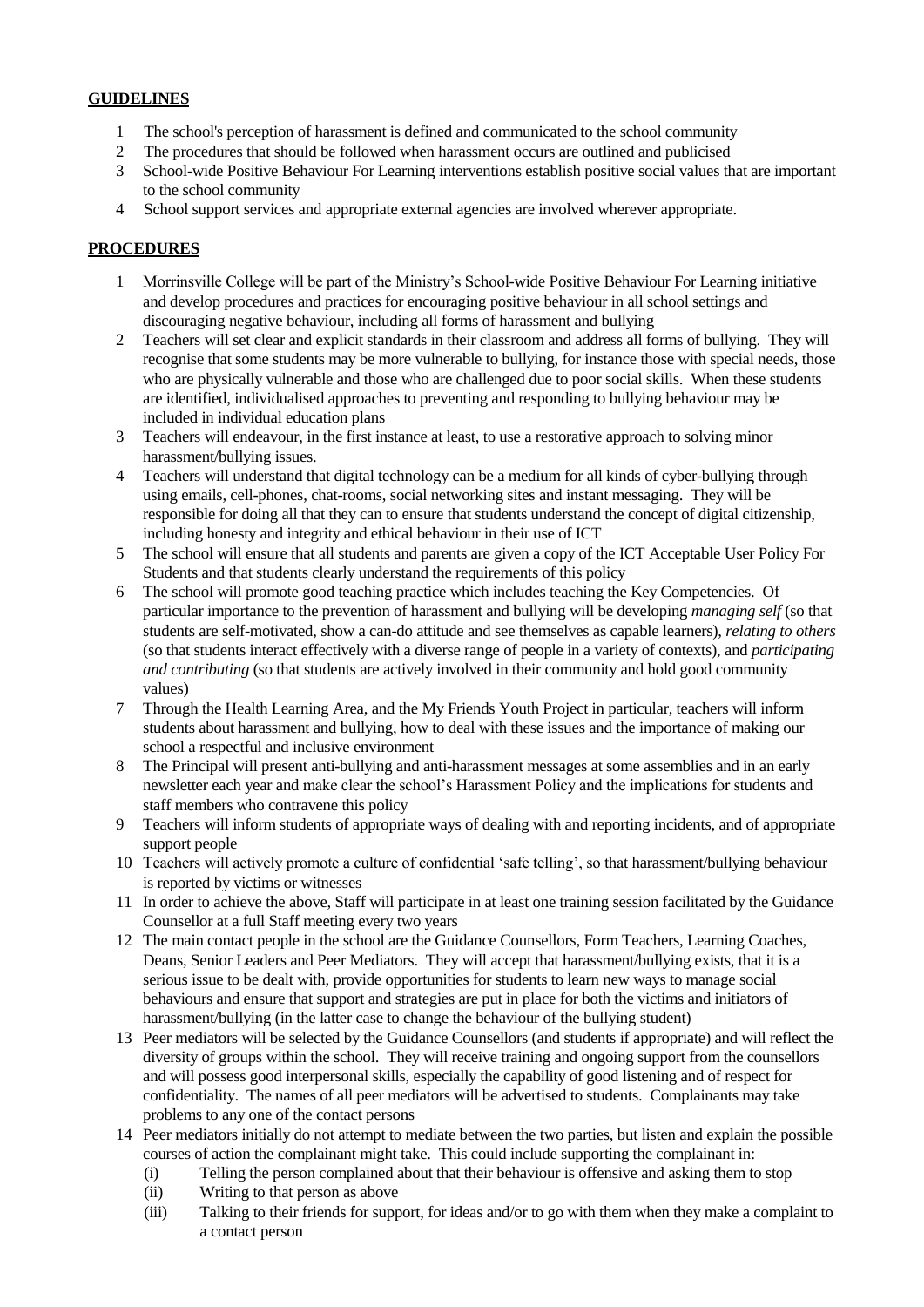## GUIDELINES

1. The school's perception of harassment is defined and communicated to the school community
2. The procedures that should be followed when harassment occurs are outlined and publicised
3. School-wide Positive Behaviour For Learning interventions establish positive social values that are important to the school community
4. School support services and appropriate external agencies are involved wherever appropriate.

## PROCEDURES

1. Morrinsville College will be part of the Ministry's School-wide Positive Behaviour For Learning initiative and develop procedures and practices for encouraging positive behaviour in all school settings and discouraging negative behaviour, including all forms of harassment and bullying
2. Teachers will set clear and explicit standards in their classroom and address all forms of bullying. They will recognise that some students may be more vulnerable to bullying, for instance those with special needs, those who are physically vulnerable and those who are challenged due to poor social skills. When these students are identified, individualised approaches to preventing and responding to bullying behaviour may be included in individual education plans
3. Teachers will endeavour, in the first instance at least, to use a restorative approach to solving minor harassment/bullying issues.
4. Teachers will understand that digital technology can be a medium for all kinds of cyber-bullying through using emails, cell-phones, chat-rooms, social networking sites and instant messaging. They will be responsible for doing all that they can to ensure that students understand the concept of digital citizenship, including honesty and integrity and ethical behaviour in their use of ICT
5. The school will ensure that all students and parents are given a copy of the ICT Acceptable User Policy For Students and that students clearly understand the requirements of this policy
6. The school will promote good teaching practice which includes teaching the Key Competencies. Of particular importance to the prevention of harassment and bullying will be developing *managing self* (so that students are self-motivated, show a can-do attitude and see themselves as capable learners), *relating to others* (so that students interact effectively with a diverse range of people in a variety of contexts), and *participating and contributing* (so that students are actively involved in their community and hold good community values)
7. Through the Health Learning Area, and the My Friends Youth Project in particular, teachers will inform students about harassment and bullying, how to deal with these issues and the importance of making our school a respectful and inclusive environment
8. The Principal will present anti-bullying and anti-harassment messages at some assemblies and in an early newsletter each year and make clear the school's Harassment Policy and the implications for students and staff members who contravene this policy
9. Teachers will inform students of appropriate ways of dealing with and reporting incidents, and of appropriate support people
10. Teachers will actively promote a culture of confidential 'safe telling', so that harassment/bullying behaviour is reported by victims or witnesses
11. In order to achieve the above, Staff will participate in at least one training session facilitated by the Guidance Counsellor at a full Staff meeting every two years
12. The main contact people in the school are the Guidance Counsellors, Form Teachers, Learning Coaches, Deans, Senior Leaders and Peer Mediators. They will accept that harassment/bullying exists, that it is a serious issue to be dealt with, provide opportunities for students to learn new ways to manage social behaviours and ensure that support and strategies are put in place for both the victims and initiators of harassment/bullying (in the latter case to change the behaviour of the bullying student)
13. Peer mediators will be selected by the Guidance Counsellors (and students if appropriate) and will reflect the diversity of groups within the school. They will receive training and ongoing support from the counsellors and will possess good interpersonal skills, especially the capability of good listening and of respect for confidentiality. The names of all peer mediators will be advertised to students. Complainants may take problems to any one of the contact persons
14. Peer mediators initially do not attempt to mediate between the two parties, but listen and explain the possible courses of action the complainant might take. This could include supporting the complainant in:
    - (i) Telling the person complained about that their behaviour is offensive and asking them to stop
    - (ii) Writing to that person as above
    - (iii) Talking to their friends for support, for ideas and/or to go with them when they make a complaint to a contact person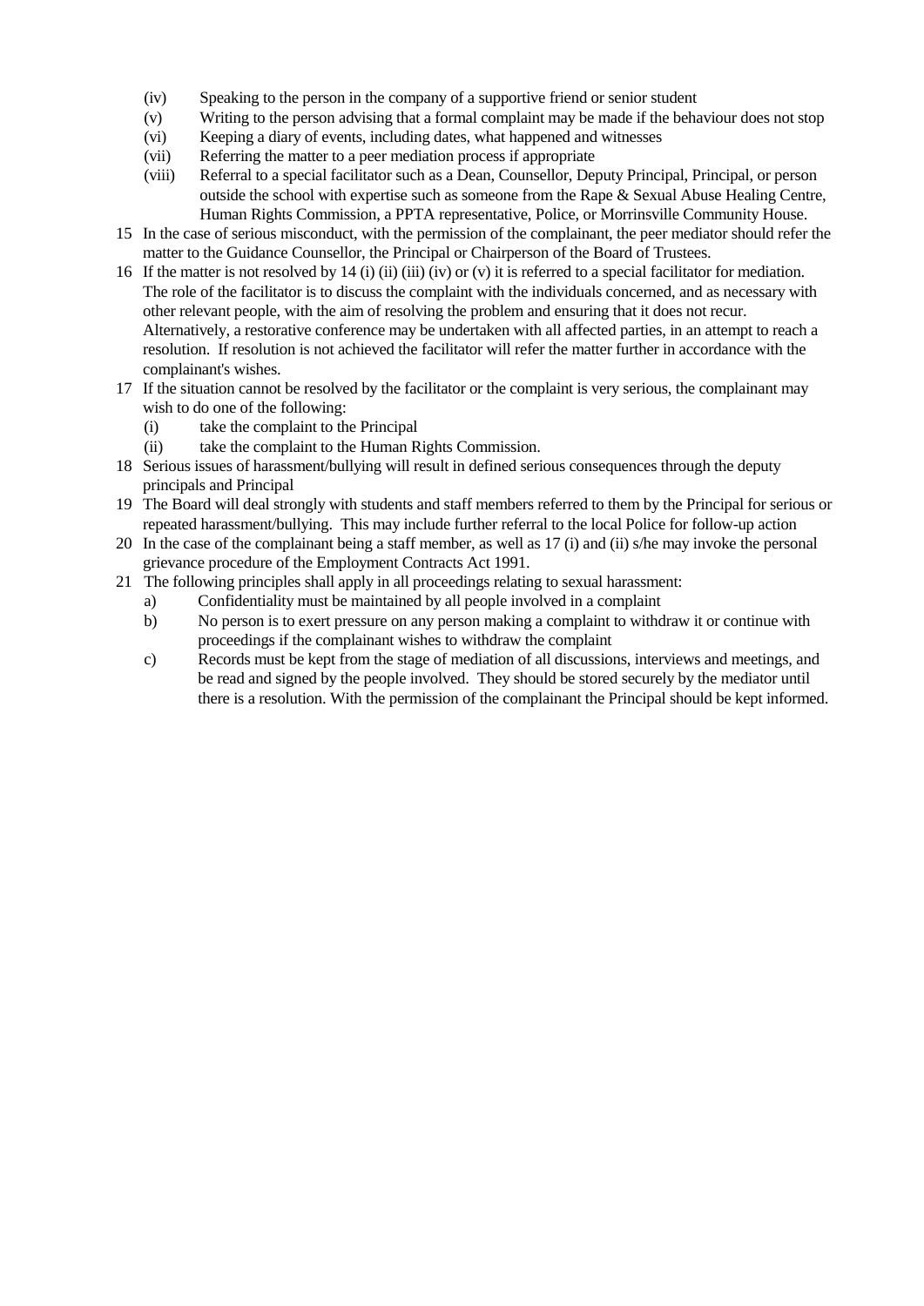(iv) Speaking to the person in the company of a supportive friend or senior student
    (v) Writing to the person advising that a formal complaint may be made if the behaviour does not stop
    (vi) Keeping a diary of events, including dates, what happened and witnesses
    (vii) Referring the matter to a peer mediation process if appropriate
    (viii) Referral to a special facilitator such as a Dean, Counsellor, Deputy Principal, Principal, or person outside the school with expertise such as someone from the Rape & Sexual Abuse Healing Centre, Human Rights Commission, a PPTA representative, Police, or Morrinsville Community House.

15 In the case of serious misconduct, with the permission of the complainant, the peer mediator should refer the matter to the Guidance Counsellor, the Principal or Chairperson of the Board of Trustees.

16 If the matter is not resolved by 14 (i) (ii) (iii) (iv) or (v) it is referred to a special facilitator for mediation. The role of the facilitator is to discuss the complaint with the individuals concerned, and as necessary with other relevant people, with the aim of resolving the problem and ensuring that it does not recur. Alternatively, a restorative conference may be undertaken with all affected parties, in an attempt to reach a resolution. If resolution is not achieved the facilitator will refer the matter further in accordance with the complainant's wishes.

17 If the situation cannot be resolved by the facilitator or the complaint is very serious, the complainant may wish to do one of the following:
    (i) take the complaint to the Principal
    (ii) take the complaint to the Human Rights Commission.

18 Serious issues of harassment/bullying will result in defined serious consequences through the deputy principals and Principal

19 The Board will deal strongly with students and staff members referred to them by the Principal for serious or repeated harassment/bullying. This may include further referral to the local Police for follow-up action

20 In the case of the complainant being a staff member, as well as 17 (i) and (ii) s/he may invoke the personal grievance procedure of the Employment Contracts Act 1991.

21 The following principles shall apply in all proceedings relating to sexual harassment:
    a) Confidentiality must be maintained by all people involved in a complaint
    b) No person is to exert pressure on any person making a complaint to withdraw it or continue with proceedings if the complainant wishes to withdraw the complaint
    c) Records must be kept from the stage of mediation of all discussions, interviews and meetings, and be read and signed by the people involved. They should be stored securely by the mediator until there is a resolution. With the permission of the complainant the Principal should be kept informed.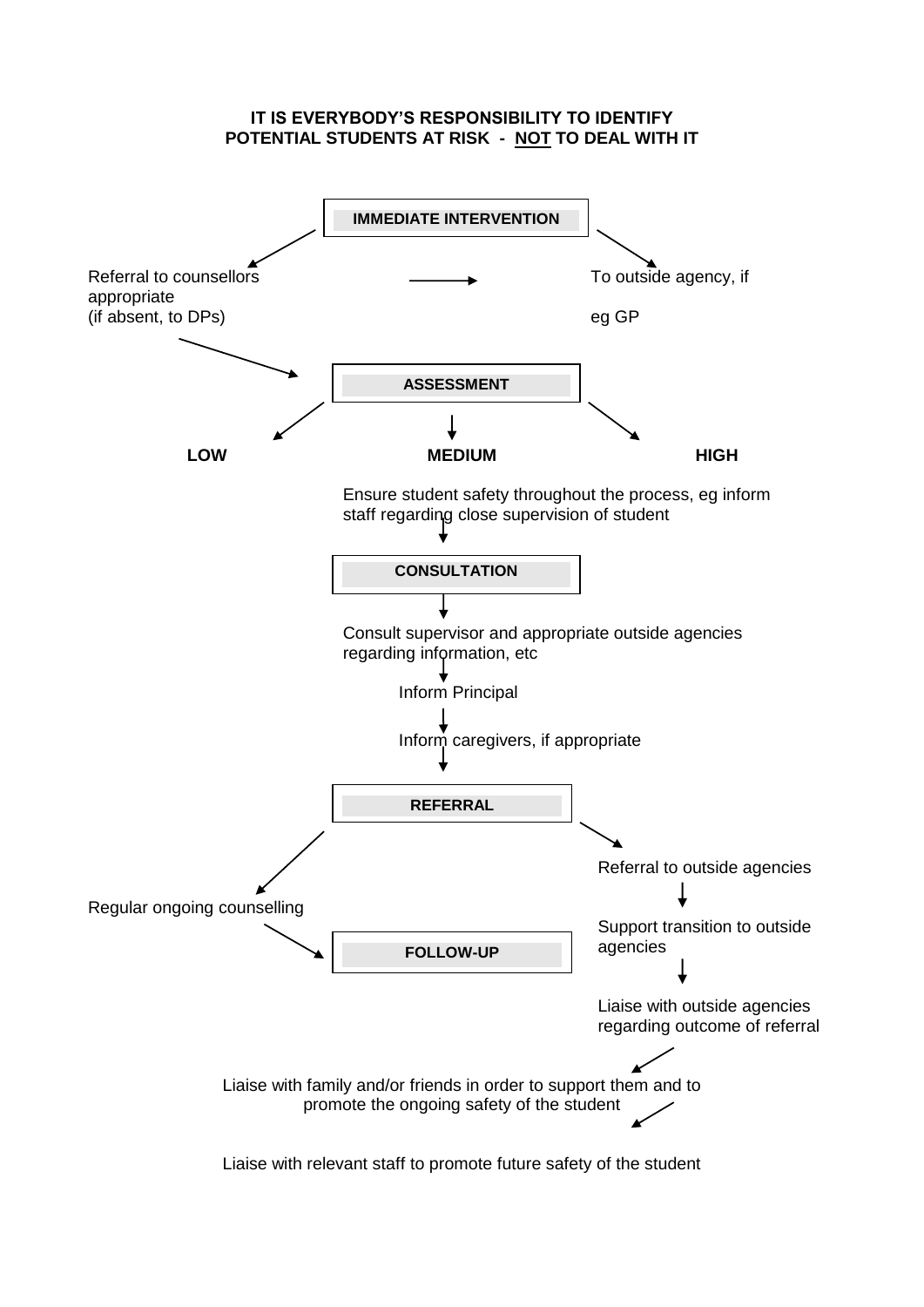**IT IS EVERYBODY'S RESPONSIBILITY TO IDENTIFY POTENTIAL STUDENTS AT RISK - NOT TO DEAL WITH IT**

**IMMEDIATE INTERVENTION**

Referral to counsellors
(if absent, to DPs)

To outside agency, if appropriate
eg GP

**ASSESSMENT**

**LOW** **MEDIUM** **HIGH**

Ensure student safety throughout the process, eg inform staff regarding close supervision of student

**CONSULTATION**

Consult supervisor and appropriate outside agencies regarding information, etc

Inform Principal

Inform caregivers, if appropriate

**REFERRAL**

Regular ongoing counselling

Referral to outside agencies

Support transition to outside agencies

**FOLLOW-UP**

Liaise with outside agencies regarding outcome of referral

Liaise with family and/or friends in order to support them and to promote the ongoing safety of the student

Liaise with relevant staff to promote future safety of the student